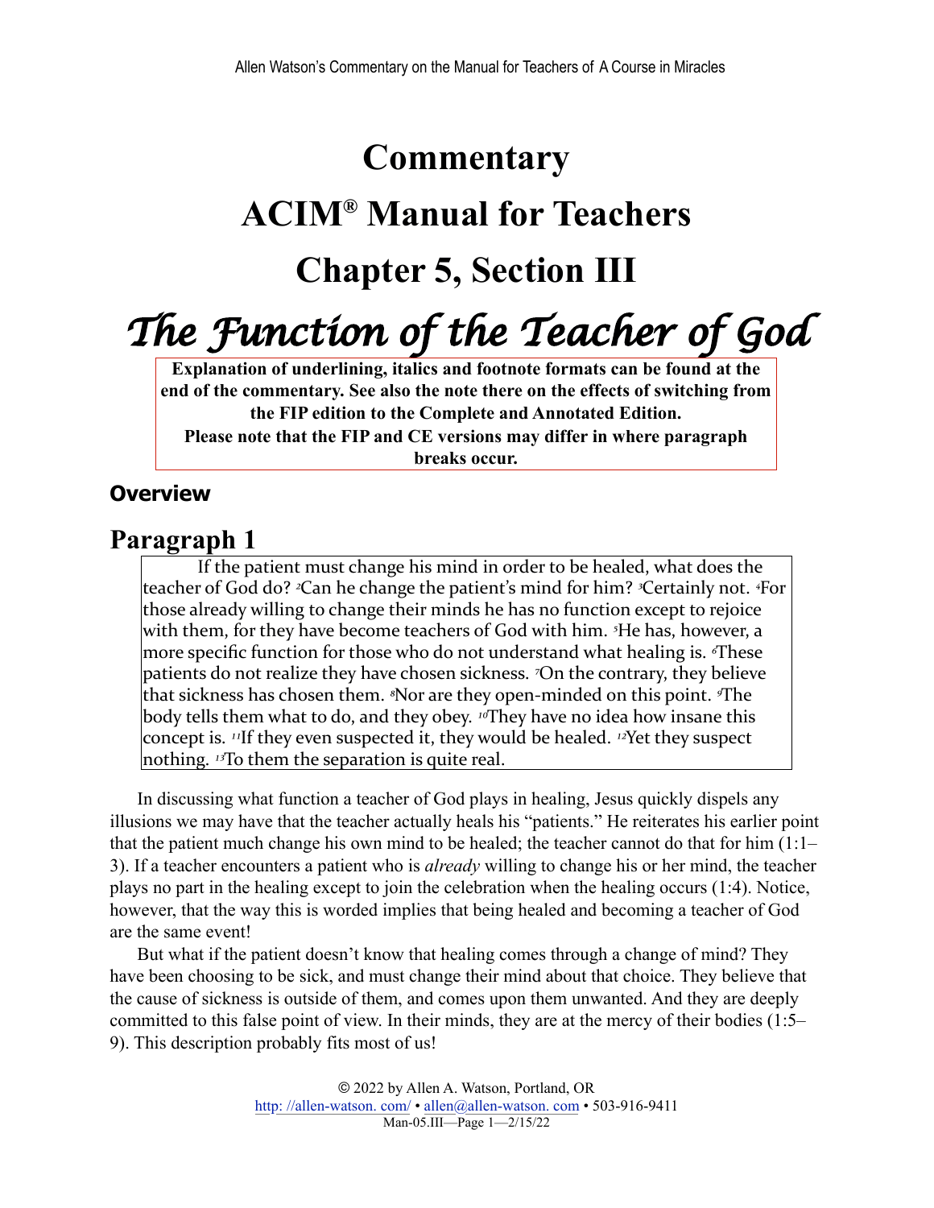# Commentary

# ACIM® Manual for Teachers

# Chapter 5, Section III

# *The Function of the Teacher of God*

**Explanation of underlining, italics and footnote formats can be found at the end of the commentary. See also the note there on the effects of switching from the FIP edition to the Complete and Annotated Edition.**
**Please note that the FIP and CE versions may differ in where paragraph breaks occur.**

### Overview

## Paragraph 1

> If the patient must change his mind in order to be healed, what does the teacher of God do? [2]Can he change the patient's mind for him? [3]Certainly not. [4]For those already willing to change their minds he has no function except to rejoice with them, for they have become teachers of God with him. [5]He has, however, a more specific function for those who do not understand what healing is. [6]These patients do not realize they have chosen sickness. [7]On the contrary, they believe that sickness has chosen them. [8]Nor are they open-minded on this point. [9]The body tells them what to do, and they obey. [10]They have no idea how insane this concept is. [11]If they even suspected it, they would be healed. [12]Yet they suspect nothing. [13]To them the separation is quite real.

In discussing what function a teacher of God plays in healing, Jesus quickly dispels any illusions we may have that the teacher actually heals his "patients." He reiterates his earlier point that the patient much change his own mind to be healed; the teacher cannot do that for him (1:1–3). If a teacher encounters a patient who is *already* willing to change his or her mind, the teacher plays no part in the healing except to join the celebration when the healing occurs (1:4). Notice, however, that the way this is worded implies that being healed and becoming a teacher of God are the same event!

But what if the patient doesn't know that healing comes through a change of mind? They have been choosing to be sick, and must change their mind about that choice. They believe that the cause of sickness is outside of them, and comes upon them unwanted. And they are deeply committed to this false point of view. In their minds, they are at the mercy of their bodies (1:5–9). This description probably fits most of us!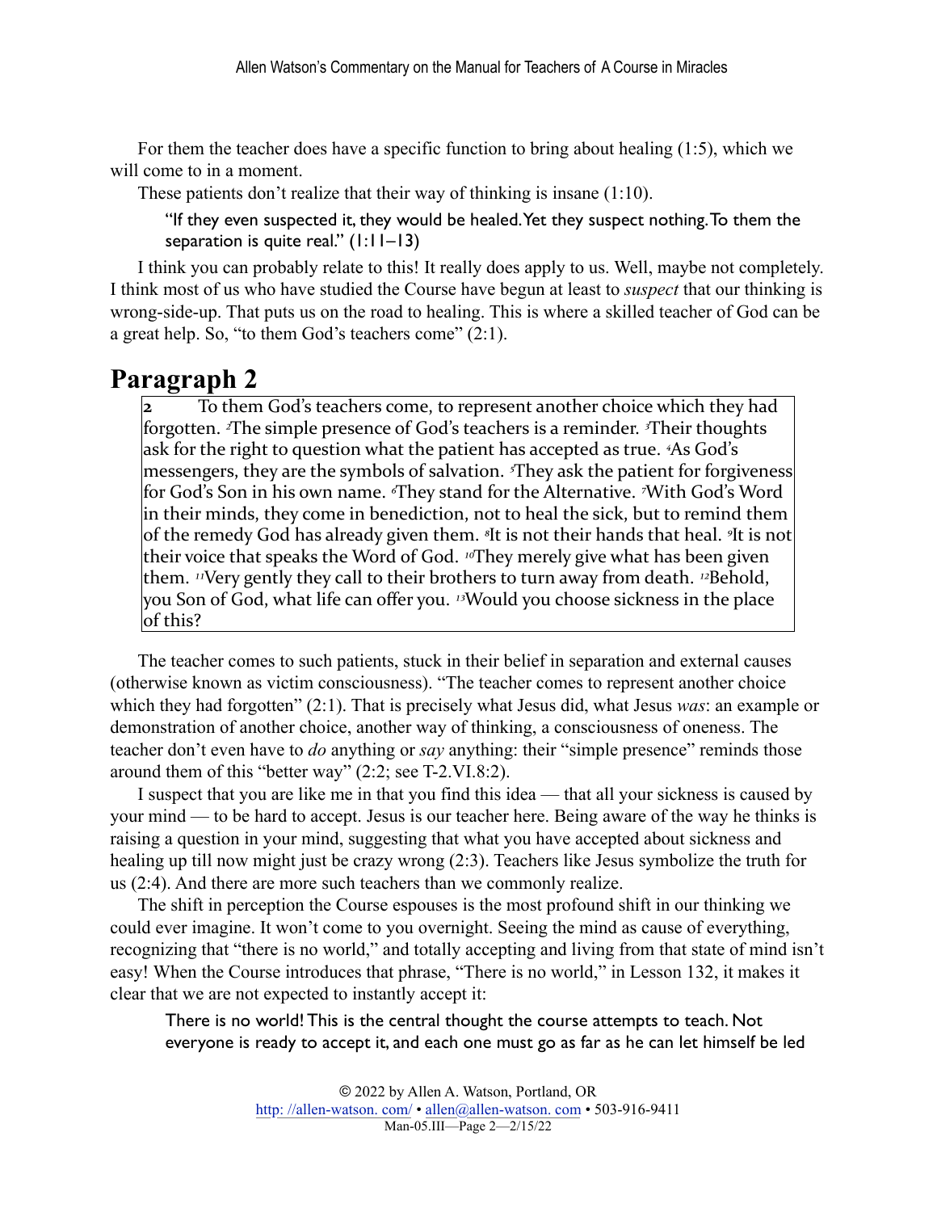For them the teacher does have a specific function to bring about healing (1:5), which we will come to in a moment.

These patients don't realize that their way of thinking is insane (1:10).

> "If they even suspected it, they would be healed. Yet they suspect nothing. To them the separation is quite real." (1:11–13)

I think you can probably relate to this! It really does apply to us. Well, maybe not completely. I think most of us who have studied the Course have begun at least to *suspect* that our thinking is wrong-side-up. That puts us on the road to healing. This is where a skilled teacher of God can be a great help. So, "to them God's teachers come" (2:1).

## Paragraph 2

> **2** To them God's teachers come, to represent another choice which they had forgotten. [2]The simple presence of God's teachers is a reminder. [3]Their thoughts ask for the right to question what the patient has accepted as true. [4]As God's messengers, they are the symbols of salvation. [5]They ask the patient for forgiveness for God's Son in his own name. [6]They stand for the Alternative. [7]With God's Word in their minds, they come in benediction, not to heal the sick, but to remind them of the remedy God has already given them. [8]It is not their hands that heal. [9]It is not their voice that speaks the Word of God. [10]They merely give what has been given them. [11]Very gently they call to their brothers to turn away from death. [12]Behold, you Son of God, what life can offer you. [13]Would you choose sickness in the place of this?

The teacher comes to such patients, stuck in their belief in separation and external causes (otherwise known as victim consciousness). "The teacher comes to represent another choice which they had forgotten" (2:1). That is precisely what Jesus did, what Jesus *was*: an example or demonstration of another choice, another way of thinking, a consciousness of oneness. The teacher don't even have to *do* anything or *say* anything: their "simple presence" reminds those around them of this "better way" (2:2; see T-2.VI.8:2).

I suspect that you are like me in that you find this idea — that all your sickness is caused by your mind — to be hard to accept. Jesus is our teacher here. Being aware of the way he thinks is raising a question in your mind, suggesting that what you have accepted about sickness and healing up till now might just be crazy wrong (2:3). Teachers like Jesus symbolize the truth for us (2:4). And there are more such teachers than we commonly realize.

The shift in perception the Course espouses is the most profound shift in our thinking we could ever imagine. It won't come to you overnight. Seeing the mind as cause of everything, recognizing that "there is no world," and totally accepting and living from that state of mind isn't easy! When the Course introduces that phrase, "There is no world," in Lesson 132, it makes it clear that we are not expected to instantly accept it:

> There is no world! This is the central thought the course attempts to teach. Not everyone is ready to accept it, and each one must go as far as he can let himself be led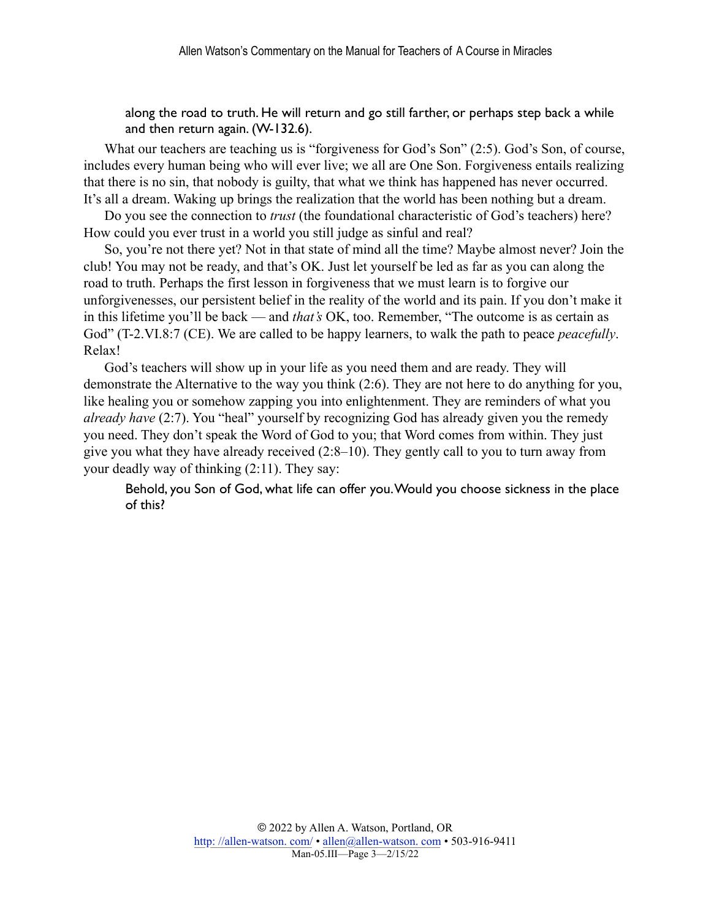> along the road to truth. He will return and go still farther, or perhaps step back a while and then return again. (W-132.6).

What our teachers are teaching us is "forgiveness for God's Son" (2:5). God's Son, of course, includes every human being who will ever live; we all are One Son. Forgiveness entails realizing that there is no sin, that nobody is guilty, that what we think has happened has never occurred. It's all a dream. Waking up brings the realization that the world has been nothing but a dream.

Do you see the connection to *trust* (the foundational characteristic of God's teachers) here? How could you ever trust in a world you still judge as sinful and real?

So, you're not there yet? Not in that state of mind all the time? Maybe almost never? Join the club! You may not be ready, and that's OK. Just let yourself be led as far as you can along the road to truth. Perhaps the first lesson in forgiveness that we must learn is to forgive our unforgivenesses, our persistent belief in the reality of the world and its pain. If you don't make it in this lifetime you'll be back — and *that's* OK, too. Remember, "The outcome is as certain as God" (T-2.VI.8:7 (CE). We are called to be happy learners, to walk the path to peace *peacefully*. Relax!

God's teachers will show up in your life as you need them and are ready. They will demonstrate the Alternative to the way you think (2:6). They are not here to do anything for you, like healing you or somehow zapping you into enlightenment. They are reminders of what you *already have* (2:7). You "heal" yourself by recognizing God has already given you the remedy you need. They don't speak the Word of God to you; that Word comes from within. They just give you what they have already received (2:8–10). They gently call to you to turn away from your deadly way of thinking (2:11). They say:

> Behold, you Son of God, what life can offer you. Would you choose sickness in the place of this?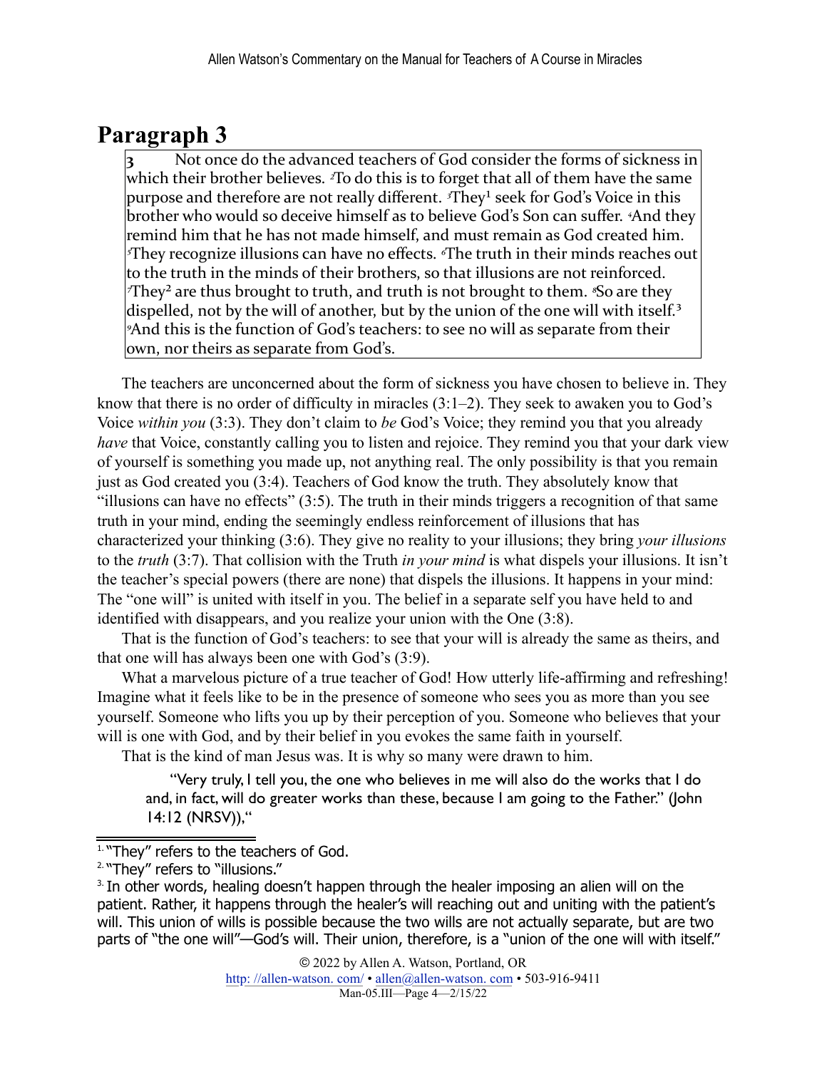## Paragraph 3

> 3 Not once do the advanced teachers of God consider the forms of sickness in which their brother believes. [2]To do this is to forget that all of them have the same purpose and therefore are not really different. [3]They[1] seek for God's Voice in this brother who would so deceive himself as to believe God's Son can suffer. [4]And they remind him that he has not made himself, and must remain as God created him. [5]They recognize illusions can have no effects. [6]The truth in their minds reaches out to the truth in the minds of their brothers, so that illusions are not reinforced. [7]They[2] are thus brought to truth, and truth is not brought to them. [8]So are they dispelled, not by the will of another, but by the union of the one will with itself.[3] [9]And this is the function of God's teachers: to see no will as separate from their own, nor theirs as separate from God's.

The teachers are unconcerned about the form of sickness you have chosen to believe in. They know that there is no order of difficulty in miracles (3:1–2). They seek to awaken you to God's Voice *within you* (3:3). They don't claim to *be* God's Voice; they remind you that you already *have* that Voice, constantly calling you to listen and rejoice. They remind you that your dark view of yourself is something you made up, not anything real. The only possibility is that you remain just as God created you (3:4). Teachers of God know the truth. They absolutely know that "illusions can have no effects" (3:5). The truth in their minds triggers a recognition of that same truth in your mind, ending the seemingly endless reinforcement of illusions that has characterized your thinking (3:6). They give no reality to your illusions; they bring *your illusions* to the *truth* (3:7). That collision with the Truth *in your mind* is what dispels your illusions. It isn't the teacher's special powers (there are none) that dispels the illusions. It happens in your mind: The "one will" is united with itself in you. The belief in a separate self you have held to and identified with disappears, and you realize your union with the One (3:8).

That is the function of God's teachers: to see that your will is already the same as theirs, and that one will has always been one with God's (3:9).

What a marvelous picture of a true teacher of God! How utterly life-affirming and refreshing! Imagine what it feels like to be in the presence of someone who sees you as more than you see yourself. Someone who lifts you up by their perception of you. Someone who believes that your will is one with God, and by their belief in you evokes the same faith in yourself.

That is the kind of man Jesus was. It is why so many were drawn to him.

> "Very truly, I tell you, the one who believes in me will also do the works that I do and, in fact, will do greater works than these, because I am going to the Father." (John 14:12 (NRSV)),"

---

[1] "They" refers to the teachers of God.

[2] "They" refers to "illusions."

[3] In other words, healing doesn't happen through the healer imposing an alien will on the patient. Rather, it happens through the healer's will reaching out and uniting with the patient's will. This union of wills is possible because the two wills are not actually separate, but are two parts of "the one will"—God's will. Their union, therefore, is a "union of the one will with itself."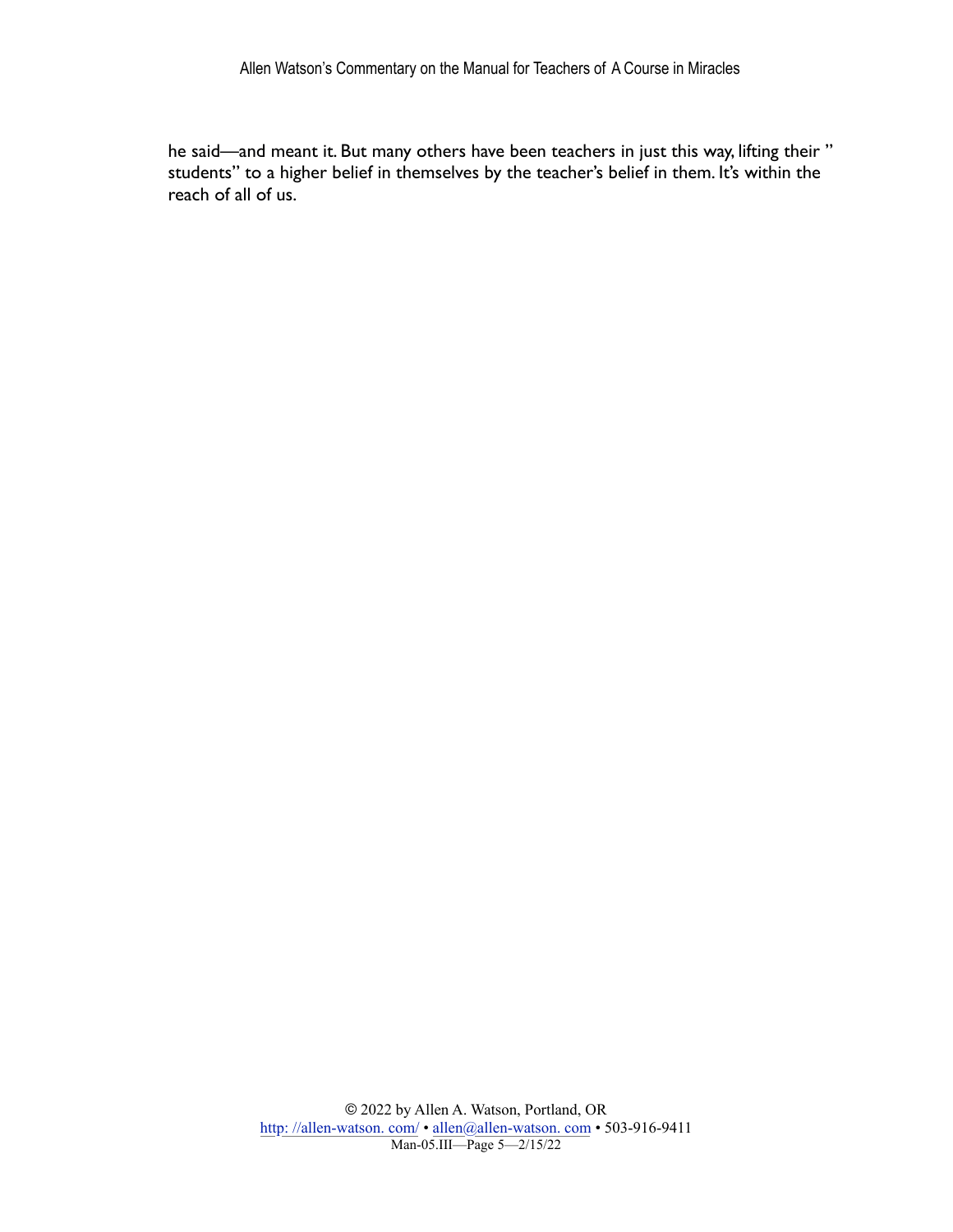he said—and meant it. But many others have been teachers in just this way, lifting their " students" to a higher belief in themselves by the teacher's belief in them. It's within the reach of all of us.